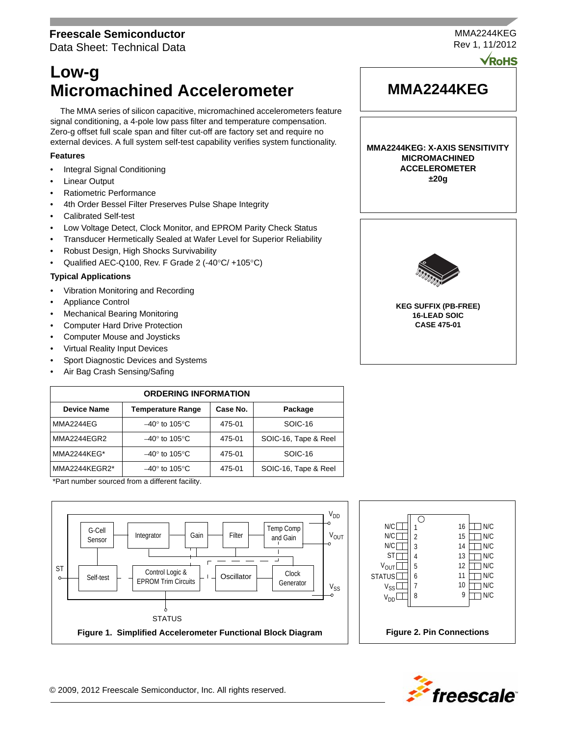Freescale Semiconductor
Data Sheet: Technical Data

MMA2244KEG
Rev 1, 11/2012

# Low-g Micromachined Accelerometer

The MMA series of silicon capacitive, micromachined accelerometers feature signal conditioning, a 4-pole low pass filter and temperature compensation. Zero-g offset full scale span and filter cut-off are factory set and require no external devices. A full system self-test capability verifies system functionality.

### Features

- Integral Signal Conditioning
- Linear Output
- Ratiometric Performance
- 4th Order Bessel Filter Preserves Pulse Shape Integrity
- Calibrated Self-test
- Low Voltage Detect, Clock Monitor, and EPROM Parity Check Status
- Transducer Hermetically Sealed at Wafer Level for Superior Reliability
- Robust Design, High Shocks Survivability
- Qualified AEC-Q100, Rev. F Grade 2 (-40°C/ +105°C)

### Typical Applications

- Vibration Monitoring and Recording
- Appliance Control
- Mechanical Bearing Monitoring
- Computer Hard Drive Protection
- Computer Mouse and Joysticks
- Virtual Reality Input Devices
- Sport Diagnostic Devices and Systems
- Air Bag Crash Sensing/Safing

## MMA2244KEG

**MMA2244KEG: X-AXIS SENSITIVITY MICROMACHINED ACCELEROMETER ±20g**

**KEG SUFFIX (PB-FREE)**
**16-LEAD SOIC**
**CASE 475-01**

| ORDERING INFORMATION | | | |
|---|---|---|---|
| **Device Name** | **Temperature Range** | **Case No.** | **Package** |
| MMA2244EG | –40° to 105°C | 475-01 | SOIC-16 |
| MMA2244EGR2 | –40° to 105°C | 475-01 | SOIC-16, Tape & Reel |
| MMA2244KEG* | –40° to 105°C | 475-01 | SOIC-16 |
| MMA2244KEGR2* | –40° to 105°C | 475-01 | SOIC-16, Tape & Reel |

*Part number sourced from a different facility.

G-Cell Sensor — Integrator — Gain — Filter — Temp Comp and Gain — $V_{DD}$ — $V_{OUT}$ — ST — Self-test — Control Logic & EPROM Trim Circuits — Oscillator — Clock Generator — $V_{SS}$ — STATUS

**Figure 1. Simplified Accelerometer Functional Block Diagram**

| Pin | Name | Pin | Name |
|---|---|---|---|
| 1 | N/C | 16 | N/C |
| 2 | N/C | 15 | N/C |
| 3 | N/C | 14 | N/C |
| 4 | ST | 13 | N/C |
| 5 | $V_{OUT}$ | 12 | N/C |
| 6 | STATUS | 11 | N/C |
| 7 | $V_{SS}$ | 10 | N/C |
| 8 | $V_{DD}$ | 9 | N/C |

**Figure 2. Pin Connections**

© 2009, 2012 Freescale Semiconductor, Inc. All rights reserved.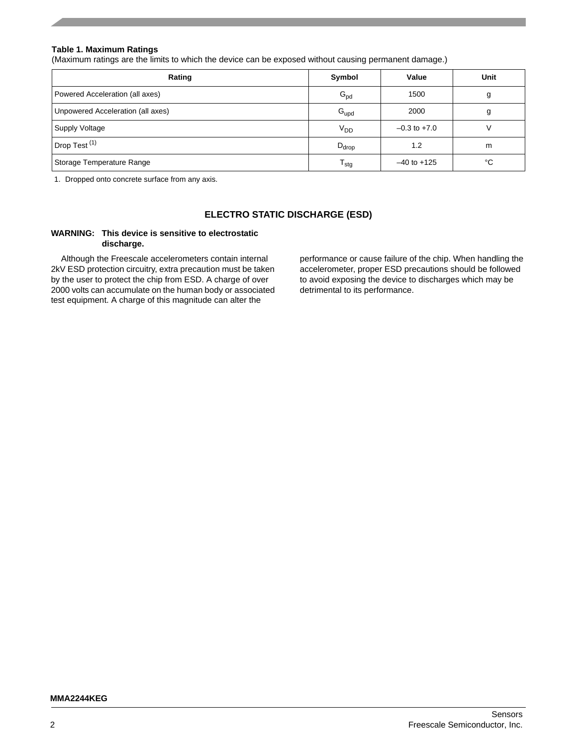**Table 1. Maximum Ratings**
(Maximum ratings are the limits to which the device can be exposed without causing permanent damage.)

| Rating | Symbol | Value | Unit |
|---|---|---|---|
| Powered Acceleration (all axes) | $G_{pd}$ | 1500 | g |
| Unpowered Acceleration (all axes) | $G_{upd}$ | 2000 | g |
| Supply Voltage | $V_{DD}$ | –0.3 to +7.0 | V |
| Drop Test [(1)] | $D_{drop}$ | 1.2 | m |
| Storage Temperature Range | $T_{stg}$ | –40 to +125 | °C |

1. Dropped onto concrete surface from any axis.

## ELECTRO STATIC DISCHARGE (ESD)

**WARNING: This device is sensitive to electrostatic discharge.**

Although the Freescale accelerometers contain internal 2kV ESD protection circuitry, extra precaution must be taken by the user to protect the chip from ESD. A charge of over 2000 volts can accumulate on the human body or associated test equipment. A charge of this magnitude can alter the performance or cause failure of the chip. When handling the accelerometer, proper ESD precautions should be followed to avoid exposing the device to discharges which may be detrimental to its performance.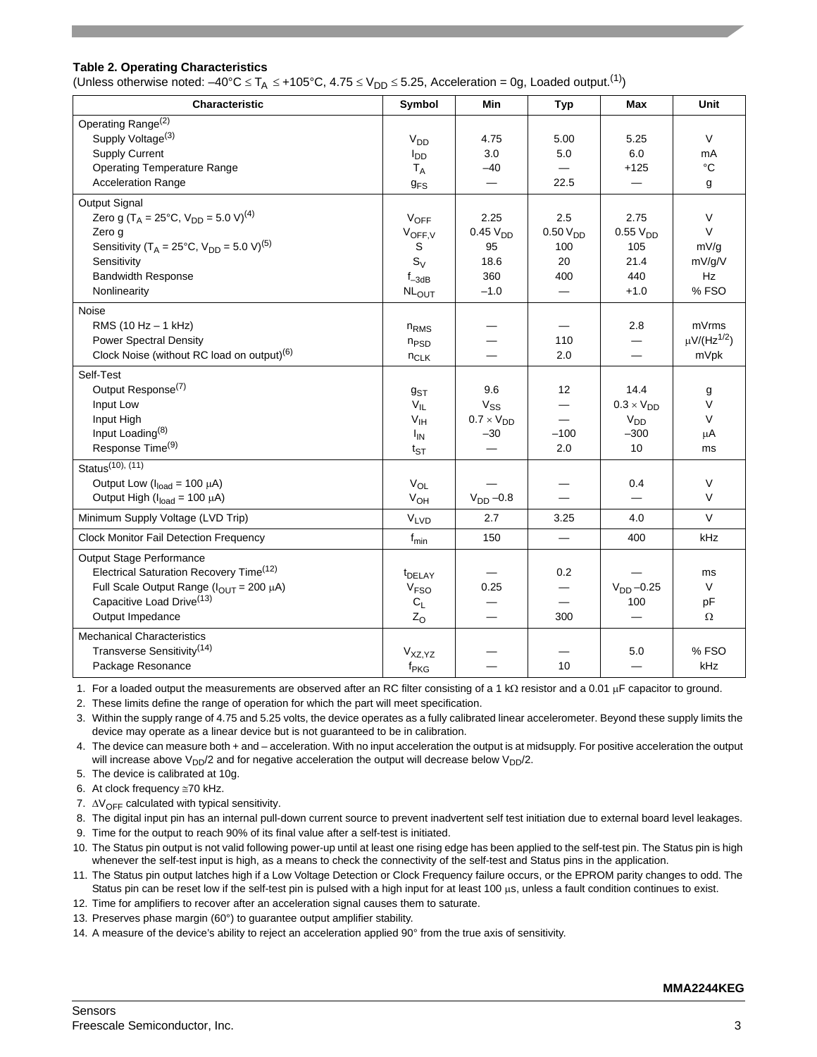**Table 2. Operating Characteristics**

(Unless otherwise noted: $-40°C \leq T_A \leq +105°C$, $4.75 \leq V_{DD} \leq 5.25$, Acceleration = 0g, Loaded output.[1])

| Characteristic | Symbol | Min | Typ | Max | Unit |
|---|---|---|---|---|---|
| Operating Range[2] | | | | | |
| Supply Voltage[3] | $V_{DD}$ | 4.75 | 5.00 | 5.25 | V |
| Supply Current | $I_{DD}$ | 3.0 | 5.0 | 6.0 | mA |
| Operating Temperature Range | $T_A$ | –40 | — | +125 | °C |
| Acceleration Range | $g_{FS}$ | — | 22.5 | — | g |
| Output Signal | | | | | |
| Zero g ($T_A$ = 25°C, $V_{DD}$ = 5.0 V)[4] | $V_{OFF}$ | 2.25 | 2.5 | 2.75 | V |
| Zero g | $V_{OFF,V}$ | 0.45 $V_{DD}$ | 0.50 $V_{DD}$ | 0.55 $V_{DD}$ | V |
| Sensitivity ($T_A$ = 25°C, $V_{DD}$ = 5.0 V)[5] | S | 95 | 100 | 105 | mV/g |
| Sensitivity | $S_V$ | 18.6 | 20 | 21.4 | mV/g/V |
| Bandwidth Response | $f_{-3dB}$ | 360 | 400 | 440 | Hz |
| Nonlinearity | $NL_{OUT}$ | –1.0 | — | +1.0 | % FSO |
| Noise | | | | | |
| RMS (10 Hz – 1 kHz) | $n_{RMS}$ | — | — | 2.8 | mVrms |
| Power Spectral Density | $n_{PSD}$ | — | 110 | — | $\mu V/(Hz^{1/2})$ |
| Clock Noise (without RC load on output)[6] | $n_{CLK}$ | — | 2.0 | — | mVpk |
| Self-Test | | | | | |
| Output Response[7] | $g_{ST}$ | 9.6 | 12 | 14.4 | g |
| Input Low | $V_{IL}$ | $V_{SS}$ | — | $0.3 \times V_{DD}$ | V |
| Input High | $V_{IH}$ | $0.7 \times V_{DD}$ | — | $V_{DD}$ | V |
| Input Loading[8] | $I_{IN}$ | –30 | –100 | –300 | µA |
| Response Time[9] | $t_{ST}$ | — | 2.0 | 10 | ms |
| Status[10], [11] | | | | | |
| Output Low ($I_{load}$ = 100 µA) | $V_{OL}$ | — | — | 0.4 | V |
| Output High ($I_{load}$ = 100 µA) | $V_{OH}$ | $V_{DD}$ –0.8 | — | — | V |
| Minimum Supply Voltage (LVD Trip) | $V_{LVD}$ | 2.7 | 3.25 | 4.0 | V |
| Clock Monitor Fail Detection Frequency | $f_{min}$ | 150 | — | 400 | kHz |
| Output Stage Performance | | | | | |
| Electrical Saturation Recovery Time[12] | $t_{DELAY}$ | — | 0.2 | — | ms |
| Full Scale Output Range ($I_{OUT}$ = 200 µA) | $V_{FSO}$ | 0.25 | — | $V_{DD}$ –0.25 | V |
| Capacitive Load Drive[13] | $C_L$ | — | — | 100 | pF |
| Output Impedance | $Z_O$ | — | 300 | — | Ω |
| Mechanical Characteristics | | | | | |
| Transverse Sensitivity[14] | $V_{XZ,YZ}$ | — | — | 5.0 | % FSO |
| Package Resonance | $f_{PKG}$ | — | 10 | — | kHz |

1. For a loaded output the measurements are observed after an RC filter consisting of a 1 kΩ resistor and a 0.01 µF capacitor to ground.
2. These limits define the range of operation for which the part will meet specification.
3. Within the supply range of 4.75 and 5.25 volts, the device operates as a fully calibrated linear accelerometer. Beyond these supply limits the device may operate as a linear device but is not guaranteed to be in calibration.
4. The device can measure both + and – acceleration. With no input acceleration the output is at midsupply. For positive acceleration the output will increase above $V_{DD}/2$ and for negative acceleration the output will decrease below $V_{DD}/2$.
5. The device is calibrated at 10g.
6. At clock frequency ≅70 kHz.
7. $\Delta V_{OFF}$ calculated with typical sensitivity.
8. The digital input pin has an internal pull-down current source to prevent inadvertent self test initiation due to external board level leakages.
9. Time for the output to reach 90% of its final value after a self-test is initiated.
10. The Status pin output is not valid following power-up until at least one rising edge has been applied to the self-test pin. The Status pin is high whenever the self-test input is high, as a means to check the connectivity of the self-test and Status pins in the application.
11. The Status pin output latches high if a Low Voltage Detection or Clock Frequency failure occurs, or the EPROM parity changes to odd. The Status pin can be reset low if the self-test pin is pulsed with a high input for at least 100 µs, unless a fault condition continues to exist.
12. Time for amplifiers to recover after an acceleration signal causes them to saturate.
13. Preserves phase margin (60°) to guarantee output amplifier stability.
14. A measure of the device's ability to reject an acceleration applied 90° from the true axis of sensitivity.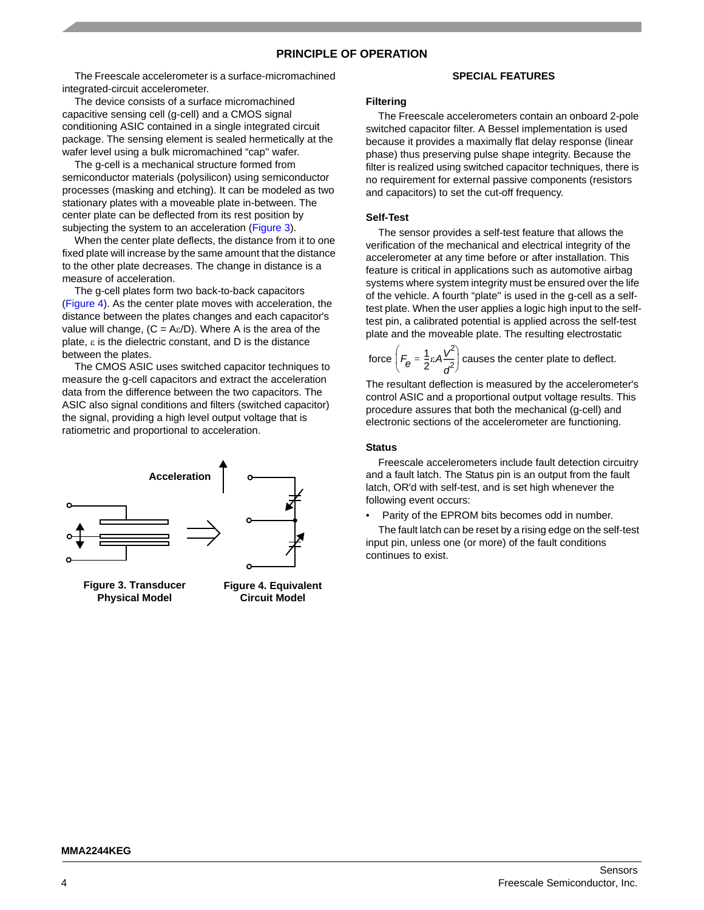# PRINCIPLE OF OPERATION

The Freescale accelerometer is a surface-micromachined integrated-circuit accelerometer.

The device consists of a surface micromachined capacitive sensing cell (g-cell) and a CMOS signal conditioning ASIC contained in a single integrated circuit package. The sensing element is sealed hermetically at the wafer level using a bulk micromachined "cap" wafer.

The g-cell is a mechanical structure formed from semiconductor materials (polysilicon) using semiconductor processes (masking and etching). It can be modeled as two stationary plates with a moveable plate in-between. The center plate can be deflected from its rest position by subjecting the system to an acceleration (Figure 3).

When the center plate deflects, the distance from it to one fixed plate will increase by the same amount that the distance to the other plate decreases. The change in distance is a measure of acceleration.

The g-cell plates form two back-to-back capacitors (Figure 4). As the center plate moves with acceleration, the distance between the plates changes and each capacitor's value will change, ($C = A\varepsilon/D$). Where A is the area of the plate, $\varepsilon$ is the dielectric constant, and D is the distance between the plates.

The CMOS ASIC uses switched capacitor techniques to measure the g-cell capacitors and extract the acceleration data from the difference between the two capacitors. The ASIC also signal conditions and filters (switched capacitor) the signal, providing a high level output voltage that is ratiometric and proportional to acceleration.

Acceleration

**Figure 3. Transducer Physical Model**

**Figure 4. Equivalent Circuit Model**

## SPECIAL FEATURES

### Filtering

The Freescale accelerometers contain an onboard 2-pole switched capacitor filter. A Bessel implementation is used because it provides a maximally flat delay response (linear phase) thus preserving pulse shape integrity. Because the filter is realized using switched capacitor techniques, there is no requirement for external passive components (resistors and capacitors) to set the cut-off frequency.

### Self-Test

The sensor provides a self-test feature that allows the verification of the mechanical and electrical integrity of the accelerometer at any time before or after installation. This feature is critical in applications such as automotive airbag systems where system integrity must be ensured over the life of the vehicle. A fourth "plate" is used in the g-cell as a self-test plate. When the user applies a logic high input to the self-test pin, a calibrated potential is applied across the self-test plate and the moveable plate. The resulting electrostatic force $\left(F_e = \frac{1}{2}\varepsilon A \frac{V^2}{d^2}\right)$ causes the center plate to deflect. The resultant deflection is measured by the accelerometer's control ASIC and a proportional output voltage results. This procedure assures that both the mechanical (g-cell) and electronic sections of the accelerometer are functioning.

### Status

Freescale accelerometers include fault detection circuitry and a fault latch. The Status pin is an output from the fault latch, OR'd with self-test, and is set high whenever the following event occurs:

- Parity of the EPROM bits becomes odd in number.

The fault latch can be reset by a rising edge on the self-test input pin, unless one (or more) of the fault conditions continues to exist.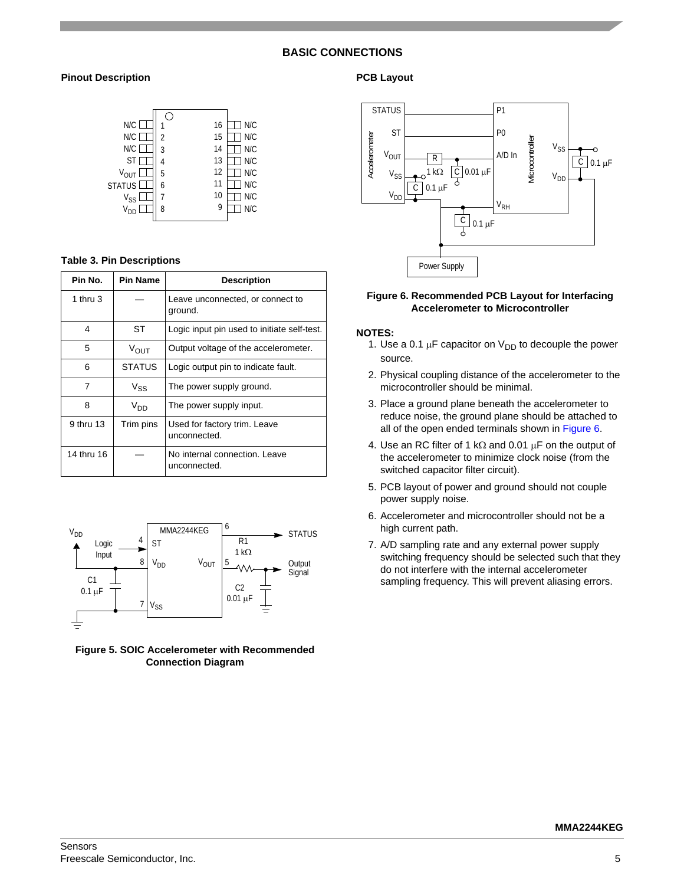## BASIC CONNECTIONS

### Pinout Description

### Table 3. Pin Descriptions

| Pin No. | Pin Name | Description |
|---|---|---|
| 1 thru 3 | — | Leave unconnected, or connect to ground. |
| 4 | ST | Logic input pin used to initiate self-test. |
| 5 | $V_{OUT}$ | Output voltage of the accelerometer. |
| 6 | STATUS | Logic output pin to indicate fault. |
| 7 | $V_{SS}$ | The power supply ground. |
| 8 | $V_{DD}$ | The power supply input. |
| 9 thru 13 | Trim pins | Used for factory trim. Leave unconnected. |
| 14 thru 16 | — | No internal connection. Leave unconnected. |

**Figure 5. SOIC Accelerometer with Recommended Connection Diagram**

### PCB Layout

**Figure 6. Recommended PCB Layout for Interfacing Accelerometer to Microcontroller**

**NOTES:**

1. Use a 0.1 µF capacitor on $V_{DD}$ to decouple the power source.
2. Physical coupling distance of the accelerometer to the microcontroller should be minimal.
3. Place a ground plane beneath the accelerometer to reduce noise, the ground plane should be attached to all of the open ended terminals shown in Figure 6.
4. Use an RC filter of 1 kΩ and 0.01 µF on the output of the accelerometer to minimize clock noise (from the switched capacitor filter circuit).
5. PCB layout of power and ground should not couple power supply noise.
6. Accelerometer and microcontroller should not be a high current path.
7. A/D sampling rate and any external power supply switching frequency should be selected such that they do not interfere with the internal accelerometer sampling frequency. This will prevent aliasing errors.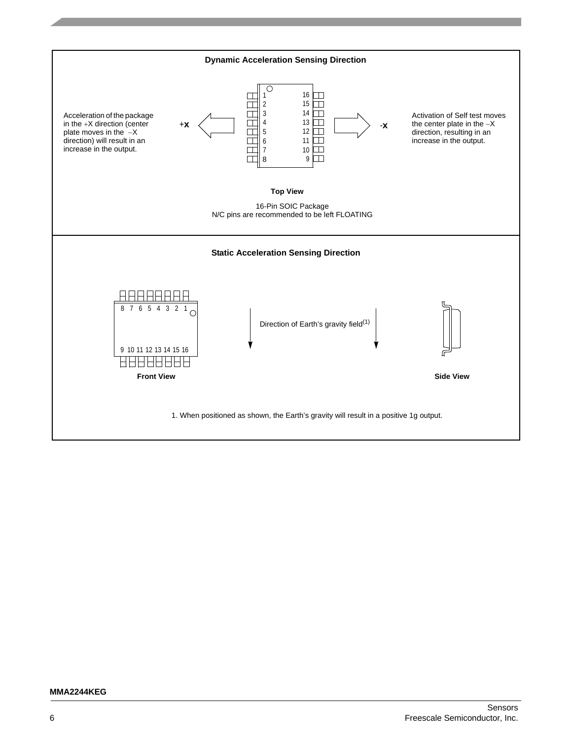## Dynamic Acceleration Sensing Direction

Acceleration of the package in the +X direction (center plate moves in the −X direction) will result in an increase in the output.

+X

1
2
3
4
5
6
7
8

16
15
14
13
12
11
10
9

-X

Activation of Self test moves the center plate in the −X direction, resulting in an increase in the output.

**Top View**

16-Pin SOIC Package
N/C pins are recommended to be left FLOATING

## Static Acceleration Sensing Direction

8 7 6 5 4 3 2 1

9 10 11 12 13 14 15 16

**Front View**

Direction of Earth's gravity field(1)

**Side View**

1. When positioned as shown, the Earth's gravity will result in a positive 1g output.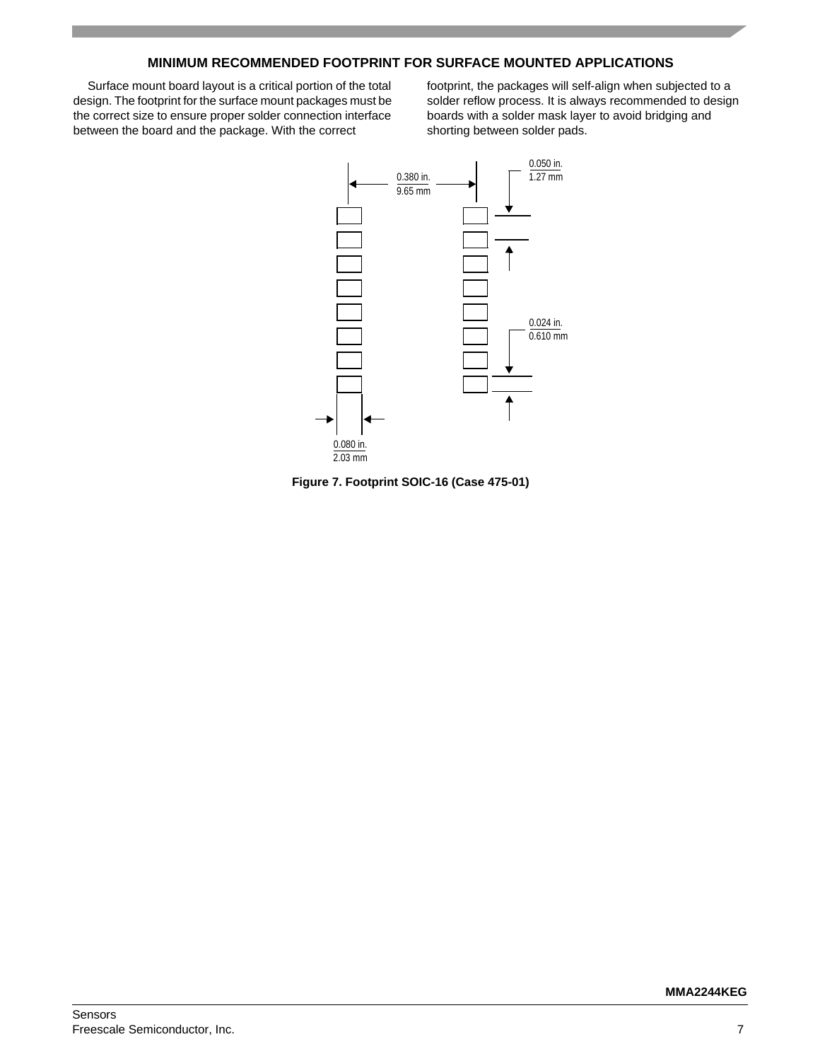## MINIMUM RECOMMENDED FOOTPRINT FOR SURFACE MOUNTED APPLICATIONS

Surface mount board layout is a critical portion of the total design. The footprint for the surface mount packages must be the correct size to ensure proper solder connection interface between the board and the package. With the correct footprint, the packages will self-align when subjected to a solder reflow process. It is always recommended to design boards with a solder mask layer to avoid bridging and shorting between solder pads.

0.380 in. / 9.65 mm

0.050 in. / 1.27 mm

0.024 in. / 0.610 mm

0.080 in. / 2.03 mm

**Figure 7. Footprint SOIC-16 (Case 475-01)**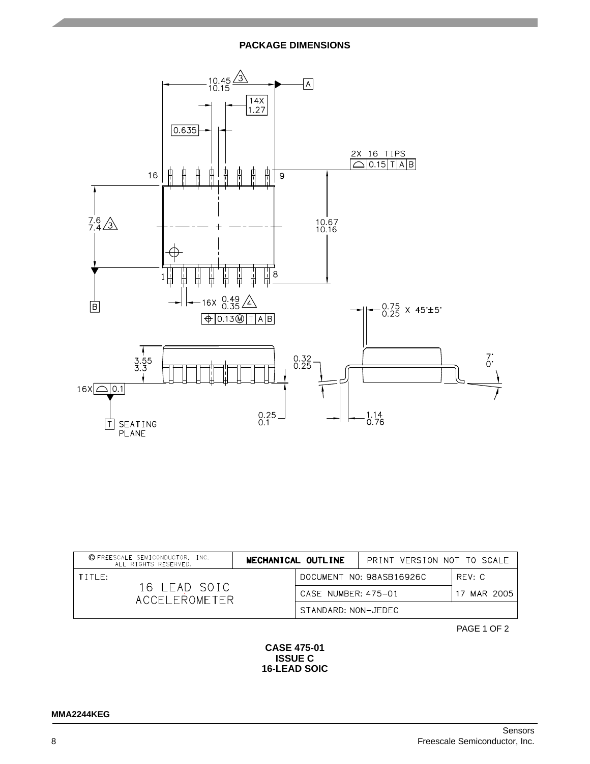## PACKAGE DIMENSIONS

10.45 / 10.15 (3)

14X 1.27

0.635

2X 16 TIPS — 0.15 T A B

16 — 9

7.6 / 7.4 (3)

10.67 / 10.16

1 — 8

16X 0.49 / 0.35 (4)

0.13 Ⓜ T A B

B

A

0.75 / 0.25 X 45°±5°

3.55 / 3.3

0.32 / 0.25

7° / 0°

16X — 0.1

T SEATING PLANE

0.25 / 0.1

1.14 / 0.76

| © FREESCALE SEMICONDUCTOR, INC. ALL RIGHTS RESERVED. | MECHANICAL OUTLINE | PRINT VERSION NOT TO SCALE | |
|---|---|---|---|
| TITLE: 16 LEAD SOIC ACCELEROMETER | | DOCUMENT NO: 98ASB16926C | REV: C |
| | | CASE NUMBER: 475-01 | 17 MAR 2005 |
| | | STANDARD: NON-JEDEC | |

PAGE 1 OF 2

**CASE 475-01**
**ISSUE C**
**16-LEAD SOIC**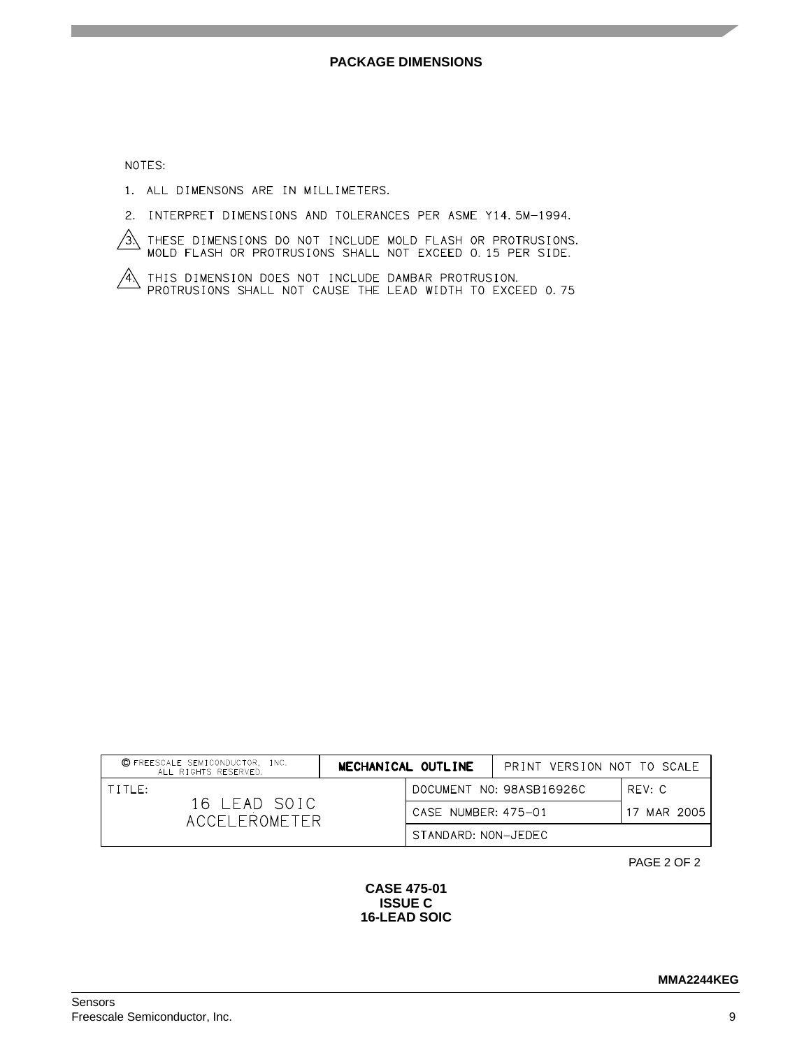## PACKAGE DIMENSIONS

NOTES:

1. ALL DIMENSONS ARE IN MILLIMETERS.
2. INTERPRET DIMENSIONS AND TOLERANCES PER ASME Y14.5M–1994.
3. THESE DIMENSIONS DO NOT INCLUDE MOLD FLASH OR PROTRUSIONS. MOLD FLASH OR PROTRUSIONS SHALL NOT EXCEED 0.15 PER SIDE.
4. THIS DIMENSION DOES NOT INCLUDE DAMBAR PROTRUSION. PROTRUSIONS SHALL NOT CAUSE THE LEAD WIDTH TO EXCEED 0.75

| © FREESCALE SEMICONDUCTOR, INC. ALL RIGHTS RESERVED. | MECHANICAL OUTLINE | PRINT VERSION NOT TO SCALE | |
|---|---|---|---|
| TITLE: 16 LEAD SOIC ACCELEROMETER | | DOCUMENT NO: 98ASB16926C | REV: C |
| | | CASE NUMBER: 475–01 | 17 MAR 2005 |
| | | STANDARD: NON–JEDEC | |

PAGE 2 OF 2

**CASE 475-01**
**ISSUE C**
**16-LEAD SOIC**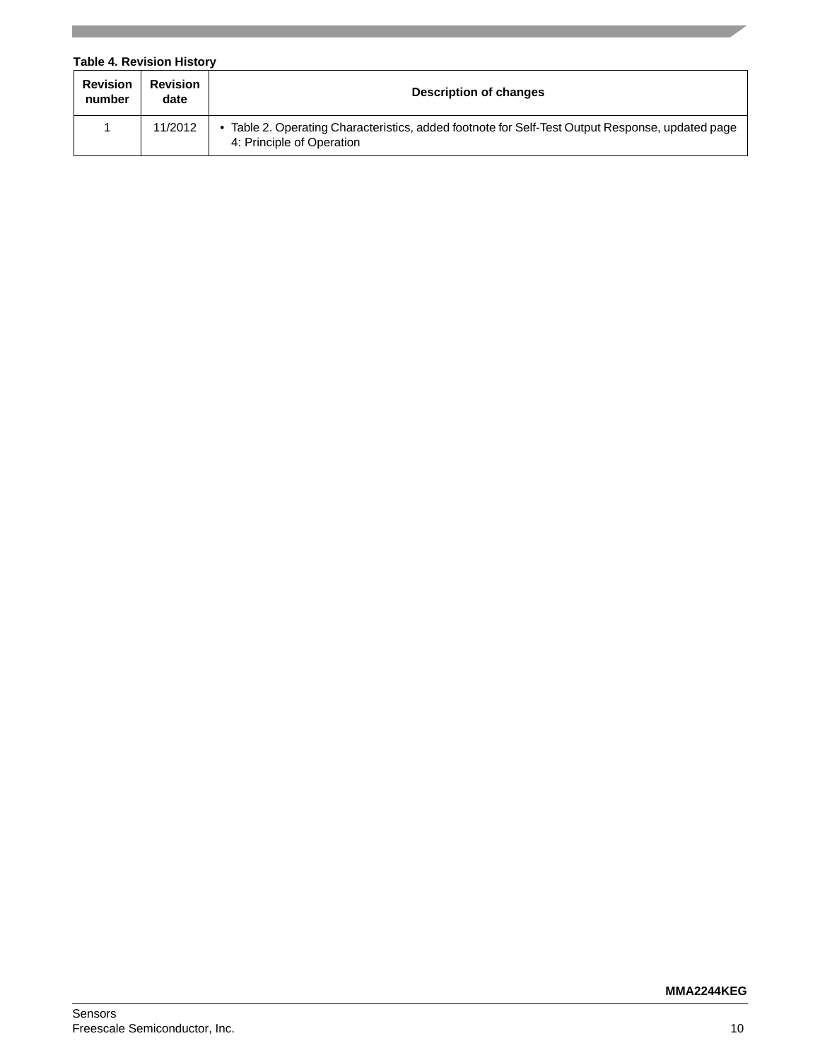**Table 4. Revision History**

| Revision number | Revision date | Description of changes |
|---|---|---|
| 1 | 11/2012 | • Table 2. Operating Characteristics, added footnote for Self-Test Output Response, updated page 4: Principle of Operation |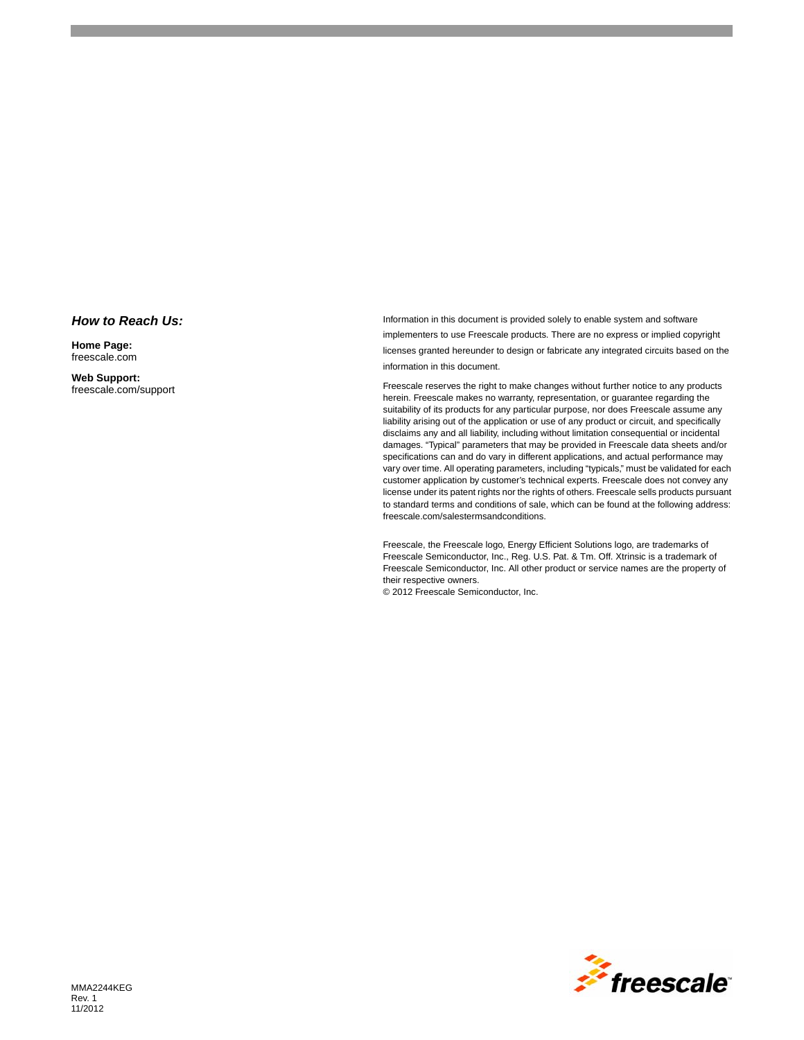### *How to Reach Us:*

**Home Page:**
freescale.com

**Web Support:**
freescale.com/support

Information in this document is provided solely to enable system and software implementers to use Freescale products. There are no express or implied copyright licenses granted hereunder to design or fabricate any integrated circuits based on the information in this document.

Freescale reserves the right to make changes without further notice to any products herein. Freescale makes no warranty, representation, or guarantee regarding the suitability of its products for any particular purpose, nor does Freescale assume any liability arising out of the application or use of any product or circuit, and specifically disclaims any and all liability, including without limitation consequential or incidental damages. "Typical" parameters that may be provided in Freescale data sheets and/or specifications can and do vary in different applications, and actual performance may vary over time. All operating parameters, including "typicals," must be validated for each customer application by customer's technical experts. Freescale does not convey any license under its patent rights nor the rights of others. Freescale sells products pursuant to standard terms and conditions of sale, which can be found at the following address: freescale.com/salestermsandconditions.

Freescale, the Freescale logo, Energy Efficient Solutions logo, are trademarks of Freescale Semiconductor, Inc., Reg. U.S. Pat. & Tm. Off. Xtrinsic is a trademark of Freescale Semiconductor, Inc. All other product or service names are the property of their respective owners.
© 2012 Freescale Semiconductor, Inc.

MMA2244KEG
Rev. 1
11/2012